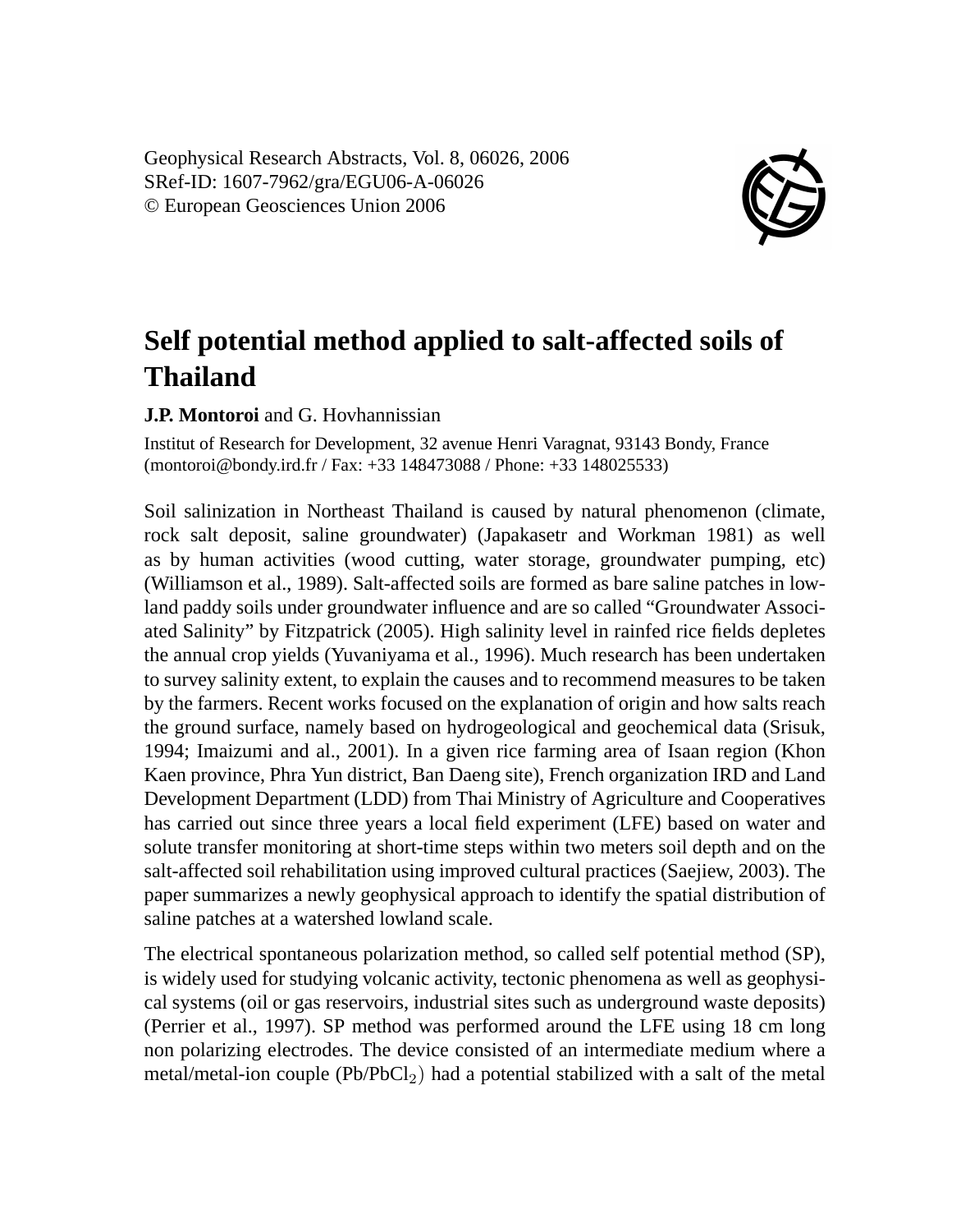Geophysical Research Abstracts, Vol. 8, 06026, 2006
SRef-ID: 1607-7962/gra/EGU06-A-06026
© European Geosciences Union 2006

# Self potential method applied to salt-affected soils of Thailand

**J.P. Montoroi** and G. Hovhannissian

Institut of Research for Development, 32 avenue Henri Varagnat, 93143 Bondy, France (montoroi@bondy.ird.fr / Fax: +33 148473088 / Phone: +33 148025533)

Soil salinization in Northeast Thailand is caused by natural phenomenon (climate, rock salt deposit, saline groundwater) (Japakasetr and Workman 1981) as well as by human activities (wood cutting, water storage, groundwater pumping, etc) (Williamson et al., 1989). Salt-affected soils are formed as bare saline patches in lowland paddy soils under groundwater influence and are so called "Groundwater Associated Salinity" by Fitzpatrick (2005). High salinity level in rainfed rice fields depletes the annual crop yields (Yuvaniyama et al., 1996). Much research has been undertaken to survey salinity extent, to explain the causes and to recommend measures to be taken by the farmers. Recent works focused on the explanation of origin and how salts reach the ground surface, namely based on hydrogeological and geochemical data (Srisuk, 1994; Imaizumi and al., 2001). In a given rice farming area of Isaan region (Khon Kaen province, Phra Yun district, Ban Daeng site), French organization IRD and Land Development Department (LDD) from Thai Ministry of Agriculture and Cooperatives has carried out since three years a local field experiment (LFE) based on water and solute transfer monitoring at short-time steps within two meters soil depth and on the salt-affected soil rehabilitation using improved cultural practices (Saejiew, 2003). The paper summarizes a newly geophysical approach to identify the spatial distribution of saline patches at a watershed lowland scale.

The electrical spontaneous polarization method, so called self potential method (SP), is widely used for studying volcanic activity, tectonic phenomena as well as geophysical systems (oil or gas reservoirs, industrial sites such as underground waste deposits) (Perrier et al., 1997). SP method was performed around the LFE using 18 cm long non polarizing electrodes. The device consisted of an intermediate medium where a metal/metal-ion couple ($Pb/PbCl_2$) had a potential stabilized with a salt of the metal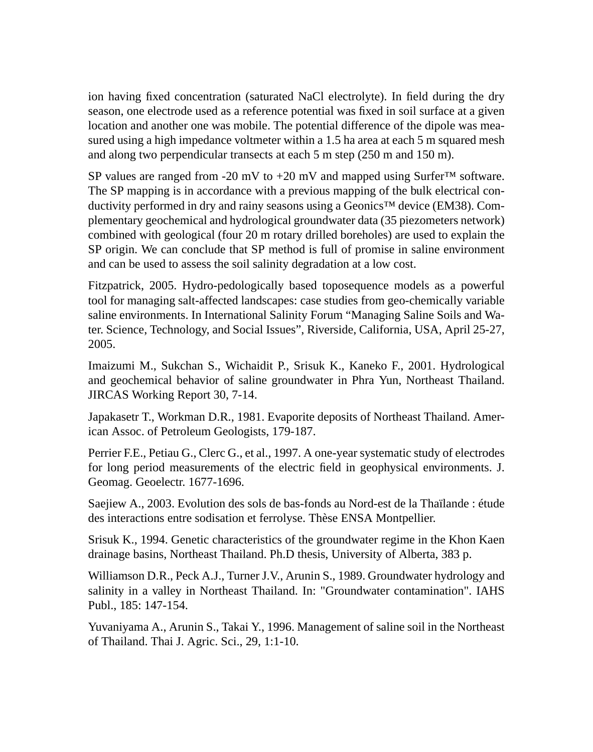ion having fixed concentration (saturated NaCl electrolyte). In field during the dry season, one electrode used as a reference potential was fixed in soil surface at a given location and another one was mobile. The potential difference of the dipole was measured using a high impedance voltmeter within a 1.5 ha area at each 5 m squared mesh and along two perpendicular transects at each 5 m step (250 m and 150 m).

SP values are ranged from -20 mV to +20 mV and mapped using Surfer™ software. The SP mapping is in accordance with a previous mapping of the bulk electrical conductivity performed in dry and rainy seasons using a Geonics™ device (EM38). Complementary geochemical and hydrological groundwater data (35 piezometers network) combined with geological (four 20 m rotary drilled boreholes) are used to explain the SP origin. We can conclude that SP method is full of promise in saline environment and can be used to assess the soil salinity degradation at a low cost.

Fitzpatrick, 2005. Hydro-pedologically based toposequence models as a powerful tool for managing salt-affected landscapes: case studies from geo-chemically variable saline environments. In International Salinity Forum "Managing Saline Soils and Water. Science, Technology, and Social Issues", Riverside, California, USA, April 25-27, 2005.

Imaizumi M., Sukchan S., Wichaidit P., Srisuk K., Kaneko F., 2001. Hydrological and geochemical behavior of saline groundwater in Phra Yun, Northeast Thailand. JIRCAS Working Report 30, 7-14.

Japakasetr T., Workman D.R., 1981. Evaporite deposits of Northeast Thailand. American Assoc. of Petroleum Geologists, 179-187.

Perrier F.E., Petiau G., Clerc G., et al., 1997. A one-year systematic study of electrodes for long period measurements of the electric field in geophysical environments. J. Geomag. Geoelectr. 1677-1696.

Saejiew A., 2003. Evolution des sols de bas-fonds au Nord-est de la Thaïlande : étude des interactions entre sodisation et ferrolyse. Thèse ENSA Montpellier.

Srisuk K., 1994. Genetic characteristics of the groundwater regime in the Khon Kaen drainage basins, Northeast Thailand. Ph.D thesis, University of Alberta, 383 p.

Williamson D.R., Peck A.J., Turner J.V., Arunin S., 1989. Groundwater hydrology and salinity in a valley in Northeast Thailand. In: "Groundwater contamination". IAHS Publ., 185: 147-154.

Yuvaniyama A., Arunin S., Takai Y., 1996. Management of saline soil in the Northeast of Thailand. Thai J. Agric. Sci., 29, 1:1-10.